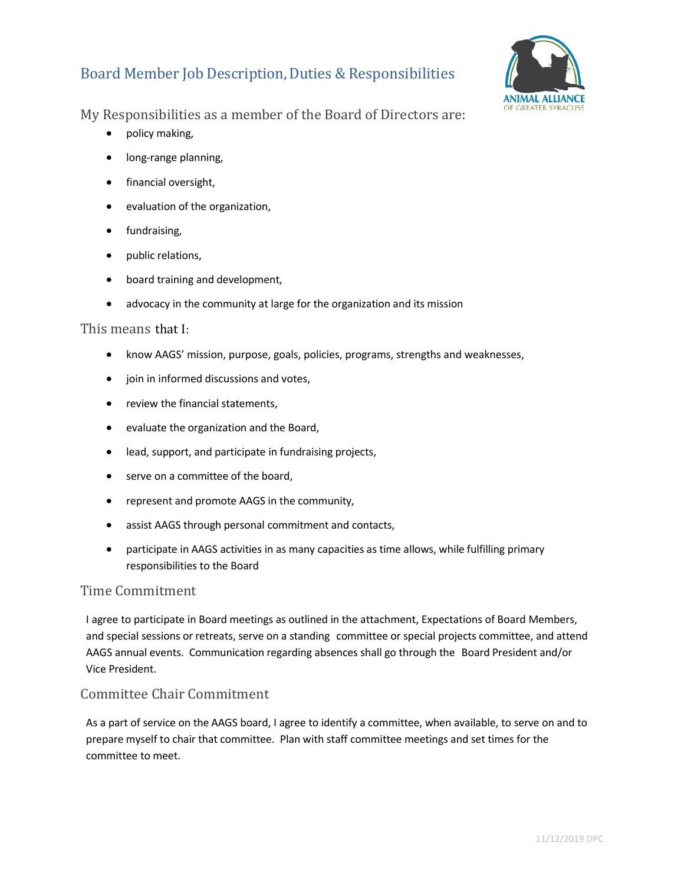# Board Member Job Description, Duties & Responsibilities

## My Responsibilities as a member of the Board of Directors are:

- policy making,
- long-range planning,
- financial oversight,
- evaluation of the organization,
- fundraising,
- public relations,
- board training and development,
- advocacy in the community at large for the organization and its mission

## This means that I:

- know AAGS' mission, purpose, goals, policies, programs, strengths and weaknesses,
- join in informed discussions and votes,
- review the financial statements,
- evaluate the organization and the Board,
- lead, support, and participate in fundraising projects,
- serve on a committee of the board,
- represent and promote AAGS in the community,
- assist AAGS through personal commitment and contacts,
- participate in AAGS activities in as many capacities as time allows, while fulfilling primary responsibilities to the Board

## Time Commitment

I agree to participate in Board meetings as outlined in the attachment, Expectations of Board Members, and special sessions or retreats, serve on a standing committee or special projects committee, and attend AAGS annual events. Communication regarding absences shall go through the Board President and/or Vice President.

## Committee Chair Commitment

As a part of service on the AAGS board, I agree to identify a committee, when available, to serve on and to prepare myself to chair that committee. Plan with staff committee meetings and set times for the committee to meet.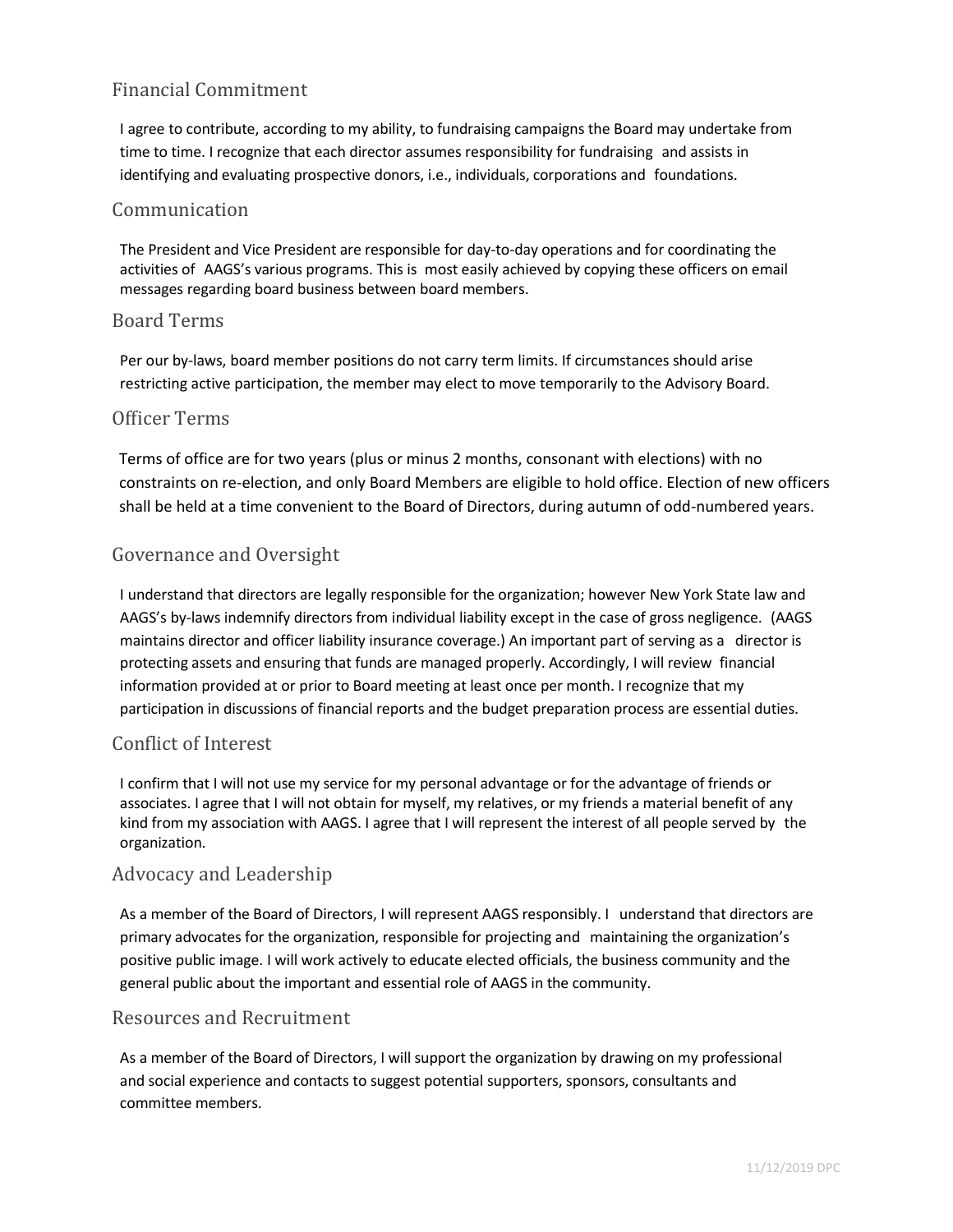## Financial Commitment

I agree to contribute, according to my ability, to fundraising campaigns the Board may undertake from time to time. I recognize that each director assumes responsibility for fundraising and assists in identifying and evaluating prospective donors, i.e., individuals, corporations and foundations.

## Communication

The President and Vice President are responsible for day-to-day operations and for coordinating the activities of AAGS's various programs. This is most easily achieved by copying these officers on email messages regarding board business between board members.

## Board Terms

Per our by-laws, board member positions do not carry term limits. If circumstances should arise restricting active participation, the member may elect to move temporarily to the Advisory Board.

## Officer Terms

Terms of office are for two years (plus or minus 2 months, consonant with elections) with no constraints on re-election, and only Board Members are eligible to hold office. Election of new officers shall be held at a time convenient to the Board of Directors, during autumn of odd-numbered years.

## Governance and Oversight

I understand that directors are legally responsible for the organization; however New York State law and AAGS's by-laws indemnify directors from individual liability except in the case of gross negligence. (AAGS maintains director and officer liability insurance coverage.) An important part of serving as a director is protecting assets and ensuring that funds are managed properly. Accordingly, I will review financial information provided at or prior to Board meeting at least once per month. I recognize that my participation in discussions of financial reports and the budget preparation process are essential duties.

## Conflict of Interest

I confirm that I will not use my service for my personal advantage or for the advantage of friends or associates. I agree that I will not obtain for myself, my relatives, or my friends a material benefit of any kind from my association with AAGS. I agree that I will represent the interest of all people served by the organization.

## Advocacy and Leadership

As a member of the Board of Directors, I will represent AAGS responsibly. I understand that directors are primary advocates for the organization, responsible for projecting and maintaining the organization's positive public image. I will work actively to educate elected officials, the business community and the general public about the important and essential role of AAGS in the community.

## Resources and Recruitment

As a member of the Board of Directors, I will support the organization by drawing on my professional and social experience and contacts to suggest potential supporters, sponsors, consultants and committee members.

11/12/2019 DPC